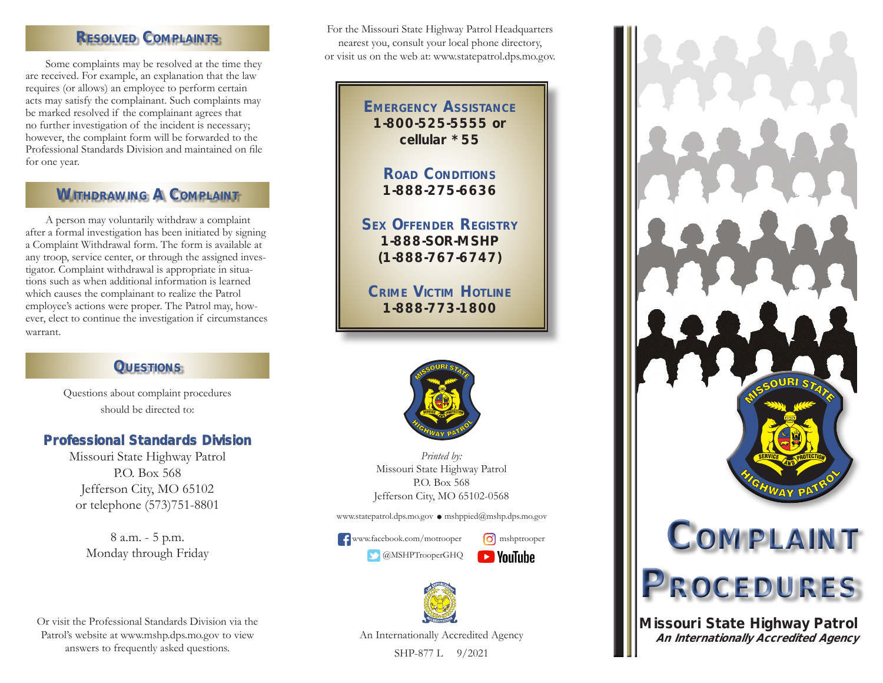## Resolved Complaints

Some complaints may be resolved at the time they are received. For example, an explanation that the law requires (or allows) an employee to perform certain acts may satisfy the complainant. Such complaints may be marked resolved if the complainant agrees that no further investigation of the incident is necessary; however, the complaint form will be forwarded to the Professional Standards Division and maintained on file for one year.

## Withdrawing A Complaint

A person may voluntarily withdraw a complaint after a formal investigation has been initiated by signing a Complaint Withdrawal form. The form is available at any troop, service center, or through the assigned investigator. Complaint withdrawal is appropriate in situations such as when additional information is learned which causes the complainant to realize the Patrol employee's actions were proper. The Patrol may, however, elect to continue the investigation if circumstances warrant.

## Questions

Questions about complaint procedures should be directed to:

**Professional Standards Division**
Missouri State Highway Patrol
P.O. Box 568
Jefferson City, MO 65102
or telephone (573)751-8801

8 a.m. - 5 p.m.
Monday through Friday

Or visit the Professional Standards Division via the Patrol's website at www.mshp.dps.mo.gov to view answers to frequently asked questions.

For the Missouri State Highway Patrol Headquarters nearest you, consult your local phone directory, or visit us on the web at: www.statepatrol.dps.mo.gov.

**Emergency Assistance**
**1-800-525-5555 or cellular *55**

**Road Conditions**
**1-888-275-6636**

**Sex Offender Registry**
**1-888-SOR-MSHP (1-888-767-6747)**

**Crime Victim Hotline**
**1-888-773-1800**

*Printed by:*
Missouri State Highway Patrol
P.O. Box 568
Jefferson City, MO 65102-0568

www.statepatrol.dps.mo.gov • mshppied@mshp.dps.mo.gov

www.facebook.com/motrooper
mshptrooper
@MSHPTrooperGHQ
YouTube

An Internationally Accredited Agency

SHP-877 L 9/2021

# Complaint Procedures

**Missouri State Highway Patrol**
***An Internationally Accredited Agency***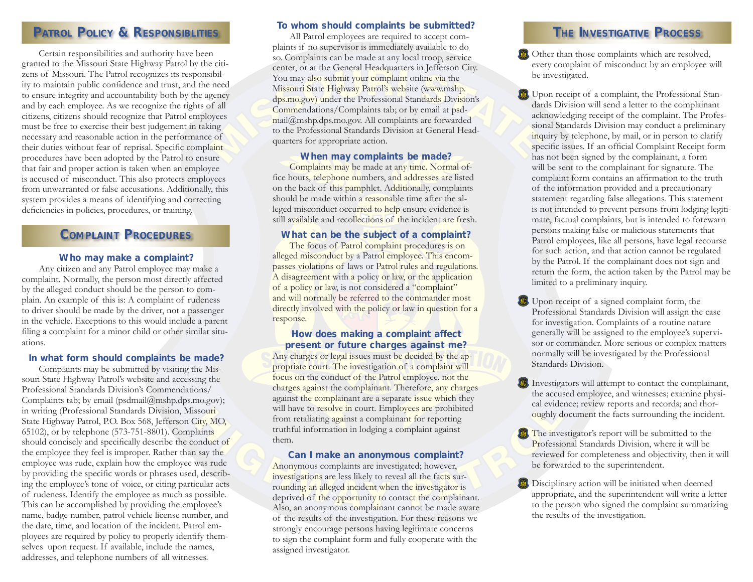## Patrol Policy & Responsiblities

Certain responsibilities and authority have been granted to the Missouri State Highway Patrol by the citizens of Missouri. The Patrol recognizes its responsibility to maintain public confidence and trust, and the need to ensure integrity and accountability both by the agency and by each employee. As we recognize the rights of all citizens, citizens should recognize that Patrol employees must be free to exercise their best judgement in taking necessary and reasonable action in the performance of their duties without fear of reprisal. Specific complaint procedures have been adopted by the Patrol to ensure that fair and proper action is taken when an employee is accused of misconduct. This also protects employees from unwarranted or false accusations. Additionally, this system provides a means of identifying and correcting deficiencies in policies, procedures, or training.

## Complaint Procedures

### Who may make a complaint?

Any citizen and any Patrol employee may make a complaint. Normally, the person most directly affected by the alleged conduct should be the person to complain. An example of this is: A complaint of rudeness to driver should be made by the driver, not a passenger in the vehicle. Exceptions to this would include a parent filing a complaint for a minor child or other similar situations.

### In what form should complaints be made?

Complaints may be submitted by visiting the Missouri State Highway Patrol's website and accessing the Professional Standards Division's Commendations/Complaints tab; by email (psdmail@mshp.dps.mo.gov); in writing (Professional Standards Division, Missouri State Highway Patrol, P.O. Box 568, Jefferson City, MO, 65102), or by telephone (573-751-8801). Complaints should concisely and specifically describe the conduct of the employee they feel is improper. Rather than say the employee was rude, explain how the employee was rude by providing the specific words or phrases used, describing the employee's tone of voice, or citing particular acts of rudeness. Identify the employee as much as possible. This can be accomplished by providing the employee's name, badge number, patrol vehicle license number, and the date, time, and location of the incident. Patrol employees are required by policy to properly identify themselves upon request. If available, include the names, addresses, and telephone numbers of all witnesses.

### To whom should complaints be submitted?

All Patrol employees are required to accept complaints if no supervisor is immediately available to do so. Complaints can be made at any local troop, service center, or at the General Headquarters in Jefferson City. You may also submit your complaint online via the Missouri State Highway Patrol's website (www.mshp.dps.mo.gov) under the Professional Standards Division's Commendations/Complaints tab; or by email at psdmail@mshp.dps.mo.gov. All complaints are forwarded to the Professional Standards Division at General Headquarters for appropriate action.

### When may complaints be made?

Complaints may be made at any time. Normal office hours, telephone numbers, and addresses are listed on the back of this pamphlet. Additionally, complaints should be made within a reasonable time after the alleged misconduct occurred to help ensure evidence is still available and recollections of the incident are fresh.

### What can be the subject of a complaint?

The focus of Patrol complaint procedures is on alleged misconduct by a Patrol employee. This encompasses violations of laws or Patrol rules and regulations. A disagreement with a policy or law, or the application of a policy or law, is not considered a "complaint" and will normally be referred to the commander most directly involved with the policy or law in question for a response.

### How does making a complaint affect present or future charges against me?

Any charges or legal issues must be decided by the appropriate court. The investigation of a complaint will focus on the conduct of the Patrol employee, not the charges against the complainant. Therefore, any charges against the complainant are a separate issue which they will have to resolve in court. Employees are prohibited from retaliating against a complainant for reporting truthful information in lodging a complaint against them.

### Can I make an anonymous complaint?

Anonymous complaints are investigated; however, investigations are less likely to reveal all the facts surrounding an alleged incident when the investigator is deprived of the opportunity to contact the complainant. Also, an anonymous complainant cannot be made aware of the results of the investigation. For these reasons we strongly encourage persons having legitimate concerns to sign the complaint form and fully cooperate with the assigned investigator.

## The Investigative Process

- Other than those complaints which are resolved, every complaint of misconduct by an employee will be investigated.
- Upon receipt of a complaint, the Professional Standards Division will send a letter to the complainant acknowledging receipt of the complaint. The Professional Standards Division may conduct a preliminary inquiry by telephone, by mail, or in person to clarify specific issues. If an official Complaint Receipt form has not been signed by the complainant, a form will be sent to the complainant for signature. The complaint form contains an affirmation to the truth of the information provided and a precautionary statement regarding false allegations. This statement is not intended to prevent persons from lodging legitimate, factual complaints, but is intended to forewarn persons making false or malicious statements that Patrol employees, like all persons, have legal recourse for such action, and that action cannot be regulated by the Patrol. If the complainant does not sign and return the form, the action taken by the Patrol may be limited to a preliminary inquiry.
- Upon receipt of a signed complaint form, the Professional Standards Division will assign the case for investigation. Complaints of a routine nature generally will be assigned to the employee's supervisor or commander. More serious or complex matters normally will be investigated by the Professional Standards Division.
- Investigators will attempt to contact the complainant, the accused employee, and witnesses; examine physical evidence; review reports and records; and thoroughly document the facts surrounding the incident.
- The investigator's report will be submitted to the Professional Standards Division, where it will be reviewed for completeness and objectivity, then it will be forwarded to the superintendent.
- Disciplinary action will be initiated when deemed appropriate, and the superintendent will write a letter to the person who signed the complaint summarizing the results of the investigation.